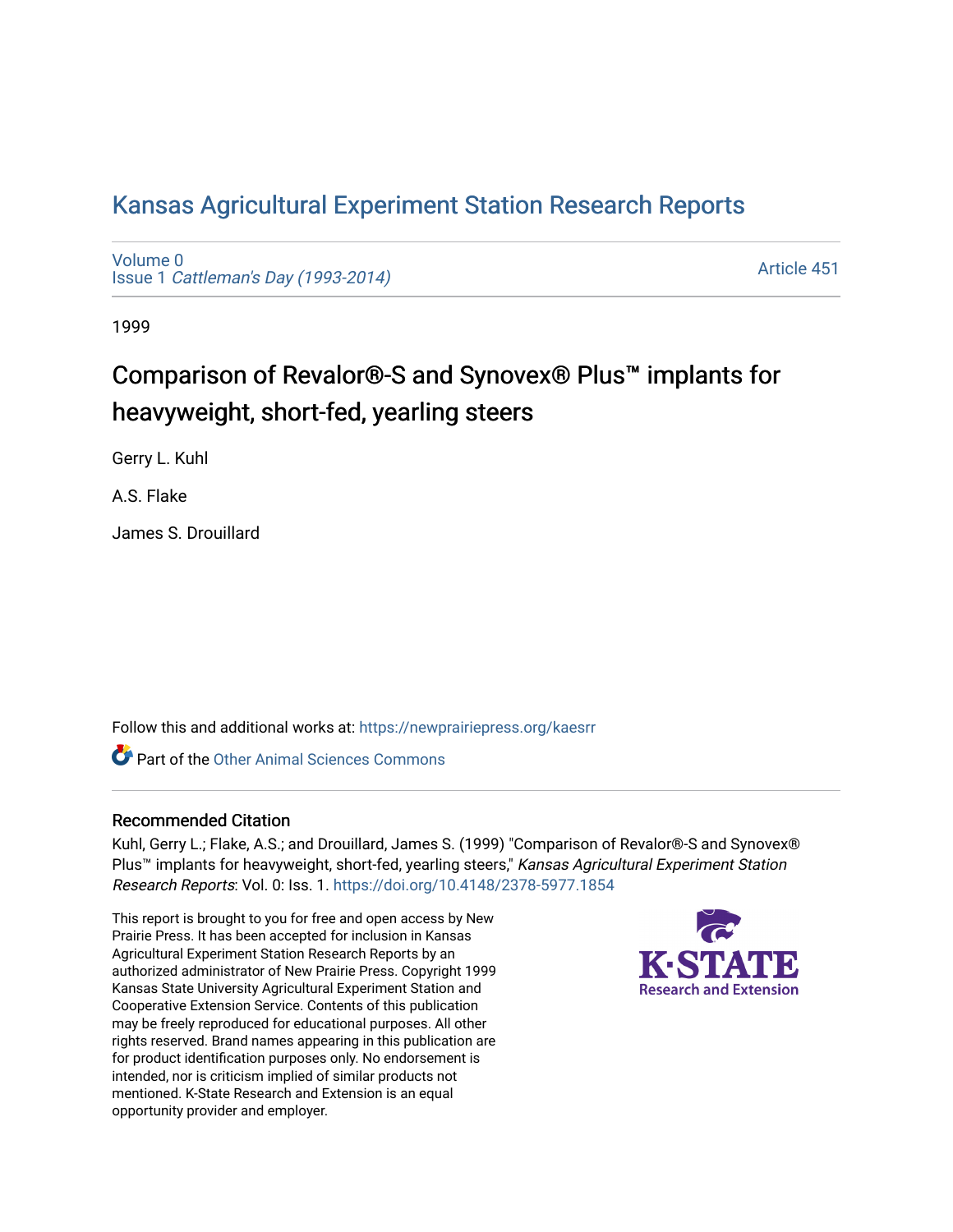# Kansas Agricultural Experiment Station Research Reports

Volume 0
Issue 1 *Cattleman's Day (1993-2014)*

Article 451

1999

## Comparison of Revalor®-S and Synovex® Plus™ implants for heavyweight, short-fed, yearling steers

Gerry L. Kuhl

A.S. Flake

James S. Drouillard

Follow this and additional works at: https://newprairiepress.org/kaesrr

Part of the Other Animal Sciences Commons

### Recommended Citation

Kuhl, Gerry L.; Flake, A.S.; and Drouillard, James S. (1999) "Comparison of Revalor®-S and Synovex® Plus™ implants for heavyweight, short-fed, yearling steers," *Kansas Agricultural Experiment Station Research Reports*: Vol. 0: Iss. 1. https://doi.org/10.4148/2378-5977.1854

This report is brought to you for free and open access by New Prairie Press. It has been accepted for inclusion in Kansas Agricultural Experiment Station Research Reports by an authorized administrator of New Prairie Press. Copyright 1999 Kansas State University Agricultural Experiment Station and Cooperative Extension Service. Contents of this publication may be freely reproduced for educational purposes. All other rights reserved. Brand names appearing in this publication are for product identification purposes only. No endorsement is intended, nor is criticism implied of similar products not mentioned. K-State Research and Extension is an equal opportunity provider and employer.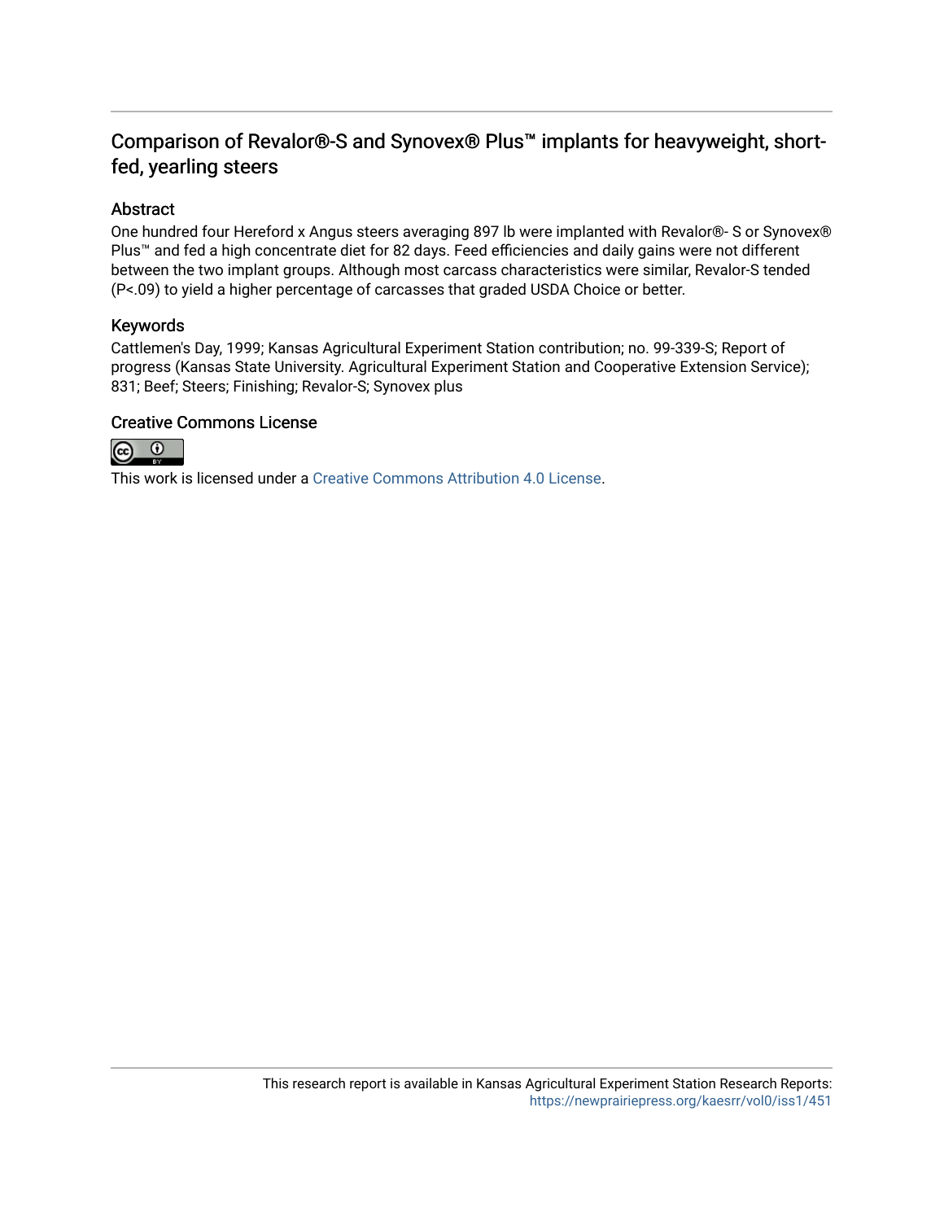# Comparison of Revalor®-S and Synovex® Plus™ implants for heavyweight, short-fed, yearling steers

## Abstract

One hundred four Hereford x Angus steers averaging 897 lb were implanted with Revalor®- S or Synovex® Plus™ and fed a high concentrate diet for 82 days. Feed efficiencies and daily gains were not different between the two implant groups. Although most carcass characteristics were similar, Revalor-S tended (P<.09) to yield a higher percentage of carcasses that graded USDA Choice or better.

## Keywords

Cattlemen's Day, 1999; Kansas Agricultural Experiment Station contribution; no. 99-339-S; Report of progress (Kansas State University. Agricultural Experiment Station and Cooperative Extension Service); 831; Beef; Steers; Finishing; Revalor-S; Synovex plus

## Creative Commons License

This work is licensed under a Creative Commons Attribution 4.0 License.

This research report is available in Kansas Agricultural Experiment Station Research Reports: https://newprairiepress.org/kaesrr/vol0/iss1/451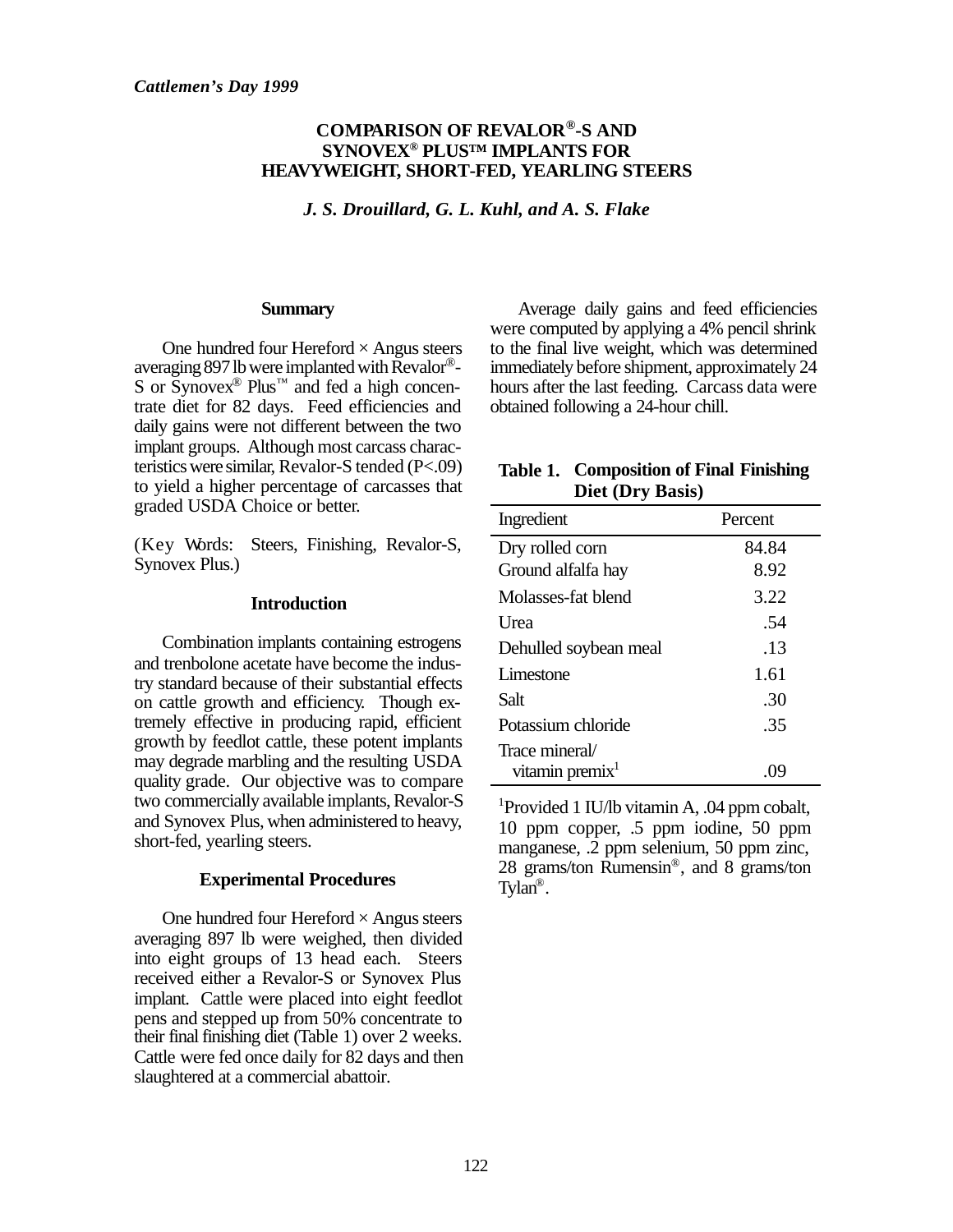*Cattlemen's Day 1999*

# COMPARISON OF REVALOR®-S AND SYNOVEX® PLUS™ IMPLANTS FOR HEAVYWEIGHT, SHORT-FED, YEARLING STEERS

*J. S. Drouillard, G. L. Kuhl, and A. S. Flake*

## Summary

One hundred four Hereford × Angus steers averaging 897 lb were implanted with Revalor®-S or Synovex® Plus™ and fed a high concentrate diet for 82 days. Feed efficiencies and daily gains were not different between the two implant groups. Although most carcass characteristics were similar, Revalor-S tended (P<.09) to yield a higher percentage of carcasses that graded USDA Choice or better.

(Key Words: Steers, Finishing, Revalor-S, Synovex Plus.)

## Introduction

Combination implants containing estrogens and trenbolone acetate have become the industry standard because of their substantial effects on cattle growth and efficiency. Though extremely effective in producing rapid, efficient growth by feedlot cattle, these potent implants may degrade marbling and the resulting USDA quality grade. Our objective was to compare two commercially available implants, Revalor-S and Synovex Plus, when administered to heavy, short-fed, yearling steers.

## Experimental Procedures

One hundred four Hereford × Angus steers averaging 897 lb were weighed, then divided into eight groups of 13 head each. Steers received either a Revalor-S or Synovex Plus implant. Cattle were placed into eight feedlot pens and stepped up from 50% concentrate to their final finishing diet (Table 1) over 2 weeks. Cattle were fed once daily for 82 days and then slaughtered at a commercial abattoir.

Average daily gains and feed efficiencies were computed by applying a 4% pencil shrink to the final live weight, which was determined immediately before shipment, approximately 24 hours after the last feeding. Carcass data were obtained following a 24-hour chill.

**Table 1. Composition of Final Finishing Diet (Dry Basis)**

| Ingredient | Percent |
|---|---|
| Dry rolled corn | 84.84 |
| Ground alfalfa hay | 8.92 |
| Molasses-fat blend | 3.22 |
| Urea | .54 |
| Dehulled soybean meal | .13 |
| Limestone | 1.61 |
| Salt | .30 |
| Potassium chloride | .35 |
| Trace mineral/ vitamin premix[1] | .09 |

[1]Provided 1 IU/lb vitamin A, .04 ppm cobalt, 10 ppm copper, .5 ppm iodine, 50 ppm manganese, .2 ppm selenium, 50 ppm zinc, 28 grams/ton Rumensin®, and 8 grams/ton Tylan®.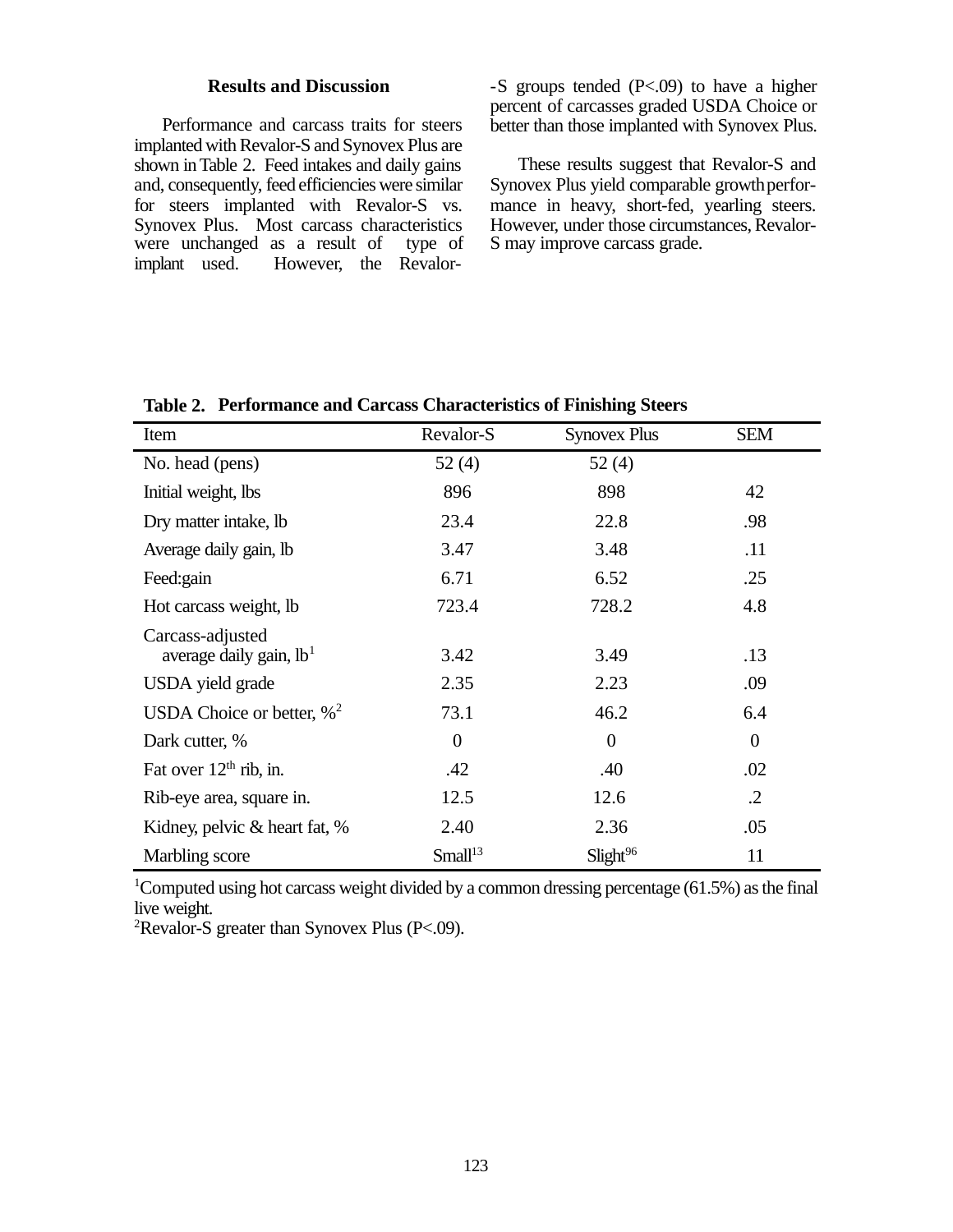## Results and Discussion

Performance and carcass traits for steers implanted with Revalor-S and Synovex Plus are shown in Table 2. Feed intakes and daily gains and, consequently, feed efficiencies were similar for steers implanted with Revalor-S vs. Synovex Plus. Most carcass characteristics were unchanged as a result of type of implant used. However, the Revalor-S groups tended ($P<.09$) to have a higher percent of carcasses graded USDA Choice or better than those implanted with Synovex Plus.

These results suggest that Revalor-S and Synovex Plus yield comparable growth performance in heavy, short-fed, yearling steers. However, under those circumstances, Revalor-S may improve carcass grade.

**Table 2. Performance and Carcass Characteristics of Finishing Steers**

| Item | Revalor-S | Synovex Plus | SEM |
|---|---|---|---|
| No. head (pens) | 52 (4) | 52 (4) | |
| Initial weight, lbs | 896 | 898 | 42 |
| Dry matter intake, lb | 23.4 | 22.8 | .98 |
| Average daily gain, lb | 3.47 | 3.48 | .11 |
| Feed:gain | 6.71 | 6.52 | .25 |
| Hot carcass weight, lb | 723.4 | 728.2 | 4.8 |
| Carcass-adjusted average daily gain, lb[1] | 3.42 | 3.49 | .13 |
| USDA yield grade | 2.35 | 2.23 | .09 |
| USDA Choice or better, %[2] | 73.1 | 46.2 | 6.4 |
| Dark cutter, % | 0 | 0 | 0 |
| Fat over 12$^{th}$ rib, in. | .42 | .40 | .02 |
| Rib-eye area, square in. | 12.5 | 12.6 | .2 |
| Kidney, pelvic & heart fat, % | 2.40 | 2.36 | .05 |
| Marbling score | Small$^{13}$ | Slight$^{96}$ | 11 |

[1]Computed using hot carcass weight divided by a common dressing percentage (61.5%) as the final live weight.

[2]Revalor-S greater than Synovex Plus ($P<.09$).